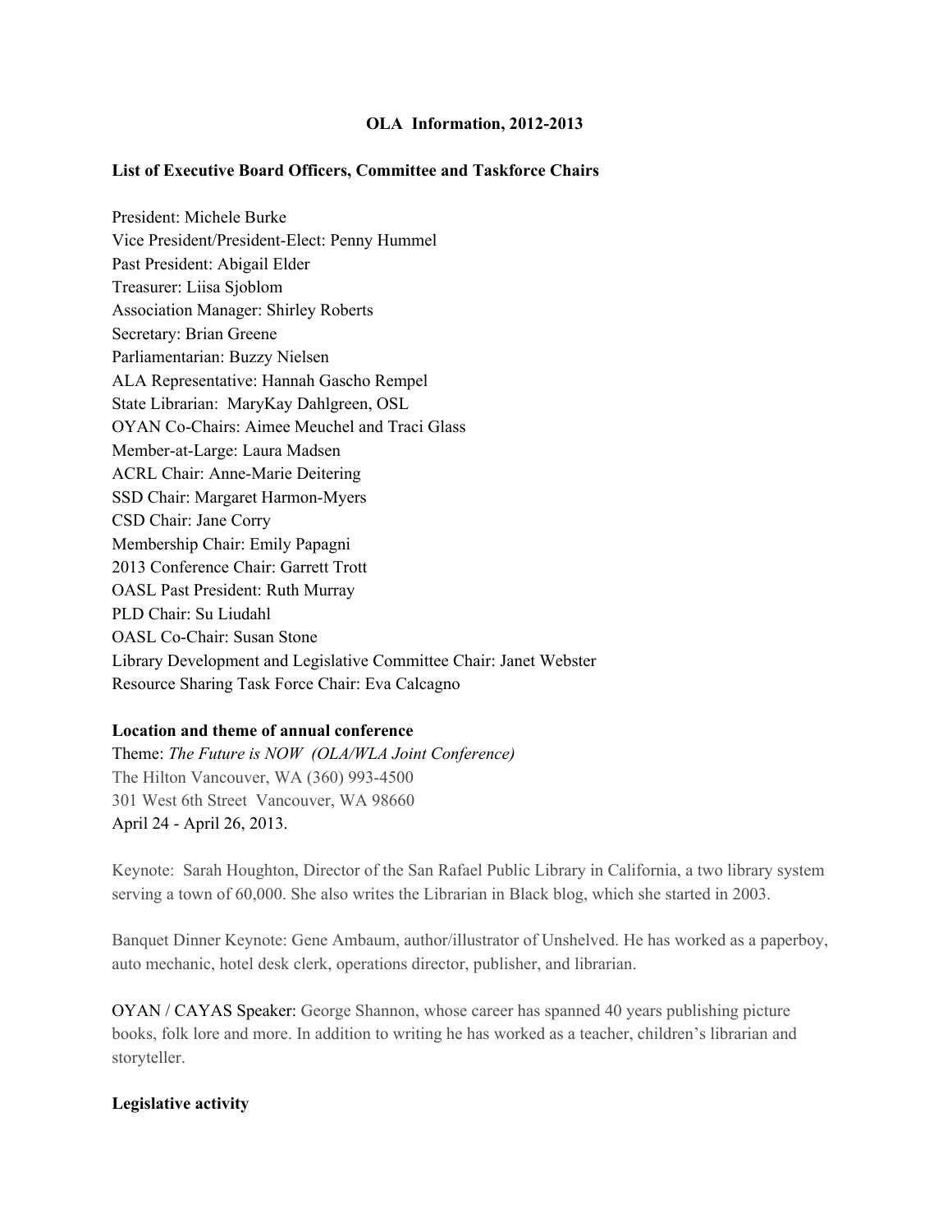# OLA Information, 2012-2013

## List of Executive Board Officers, Committee and Taskforce Chairs

President: Michele Burke
Vice President/President-Elect: Penny Hummel
Past President: Abigail Elder
Treasurer: Liisa Sjoblom
Association Manager: Shirley Roberts
Secretary: Brian Greene
Parliamentarian: Buzzy Nielsen
ALA Representative: Hannah Gascho Rempel
State Librarian: MaryKay Dahlgreen, OSL
OYAN Co-Chairs: Aimee Meuchel and Traci Glass
Member-at-Large: Laura Madsen
ACRL Chair: Anne-Marie Deitering
SSD Chair: Margaret Harmon-Myers
CSD Chair: Jane Corry
Membership Chair: Emily Papagni
2013 Conference Chair: Garrett Trott
OASL Past President: Ruth Murray
PLD Chair: Su Liudahl
OASL Co-Chair: Susan Stone
Library Development and Legislative Committee Chair: Janet Webster
Resource Sharing Task Force Chair: Eva Calcagno

## Location and theme of annual conference

Theme: *The Future is NOW (OLA/WLA Joint Conference)*
The Hilton Vancouver, WA (360) 993-4500
301 West 6th Street Vancouver, WA 98660
April 24 - April 26, 2013.

Keynote: Sarah Houghton, Director of the San Rafael Public Library in California, a two library system serving a town of 60,000. She also writes the Librarian in Black blog, which she started in 2003.

Banquet Dinner Keynote: Gene Ambaum, author/illustrator of Unshelved. He has worked as a paperboy, auto mechanic, hotel desk clerk, operations director, publisher, and librarian.

OYAN / CAYAS Speaker: George Shannon, whose career has spanned 40 years publishing picture books, folk lore and more. In addition to writing he has worked as a teacher, children's librarian and storyteller.

## Legislative activity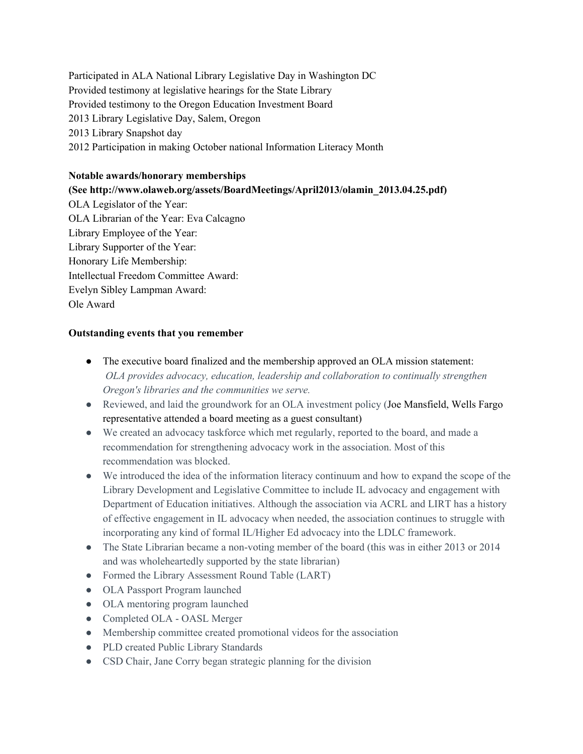Participated in ALA National Library Legislative Day in Washington DC
Provided testimony at legislative hearings for the State Library
Provided testimony to the Oregon Education Investment Board
2013 Library Legislative Day, Salem, Oregon
2013 Library Snapshot day
2012 Participation in making October national Information Literacy Month

**Notable awards/honorary memberships**
**(See http://www.olaweb.org/assets/BoardMeetings/April2013/olamin_2013.04.25.pdf)**
OLA Legislator of the Year:
OLA Librarian of the Year: Eva Calcagno
Library Employee of the Year:
Library Supporter of the Year:
Honorary Life Membership:
Intellectual Freedom Committee Award:
Evelyn Sibley Lampman Award:
Ole Award

**Outstanding events that you remember**

- The executive board finalized and the membership approved an OLA mission statement: *OLA provides advocacy, education, leadership and collaboration to continually strengthen Oregon's libraries and the communities we serve.*
- Reviewed, and laid the groundwork for an OLA investment policy (Joe Mansfield, Wells Fargo representative attended a board meeting as a guest consultant)
- We created an advocacy taskforce which met regularly, reported to the board, and made a recommendation for strengthening advocacy work in the association. Most of this recommendation was blocked.
- We introduced the idea of the information literacy continuum and how to expand the scope of the Library Development and Legislative Committee to include IL advocacy and engagement with Department of Education initiatives. Although the association via ACRL and LIRT has a history of effective engagement in IL advocacy when needed, the association continues to struggle with incorporating any kind of formal IL/Higher Ed advocacy into the LDLC framework.
- The State Librarian became a non-voting member of the board (this was in either 2013 or 2014 and was wholeheartedly supported by the state librarian)
- Formed the Library Assessment Round Table (LART)
- OLA Passport Program launched
- OLA mentoring program launched
- Completed OLA - OASL Merger
- Membership committee created promotional videos for the association
- PLD created Public Library Standards
- CSD Chair, Jane Corry began strategic planning for the division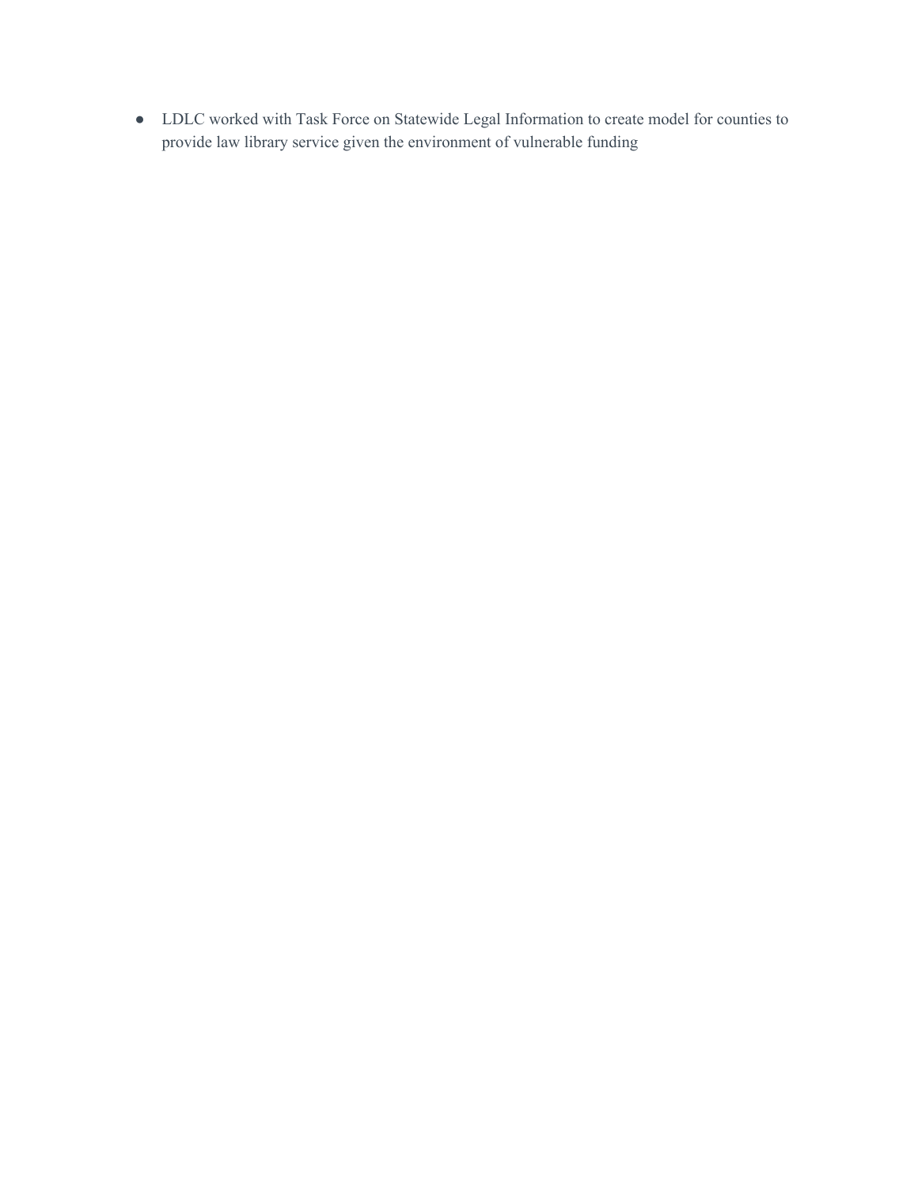- LDLC worked with Task Force on Statewide Legal Information to create model for counties to provide law library service given the environment of vulnerable funding